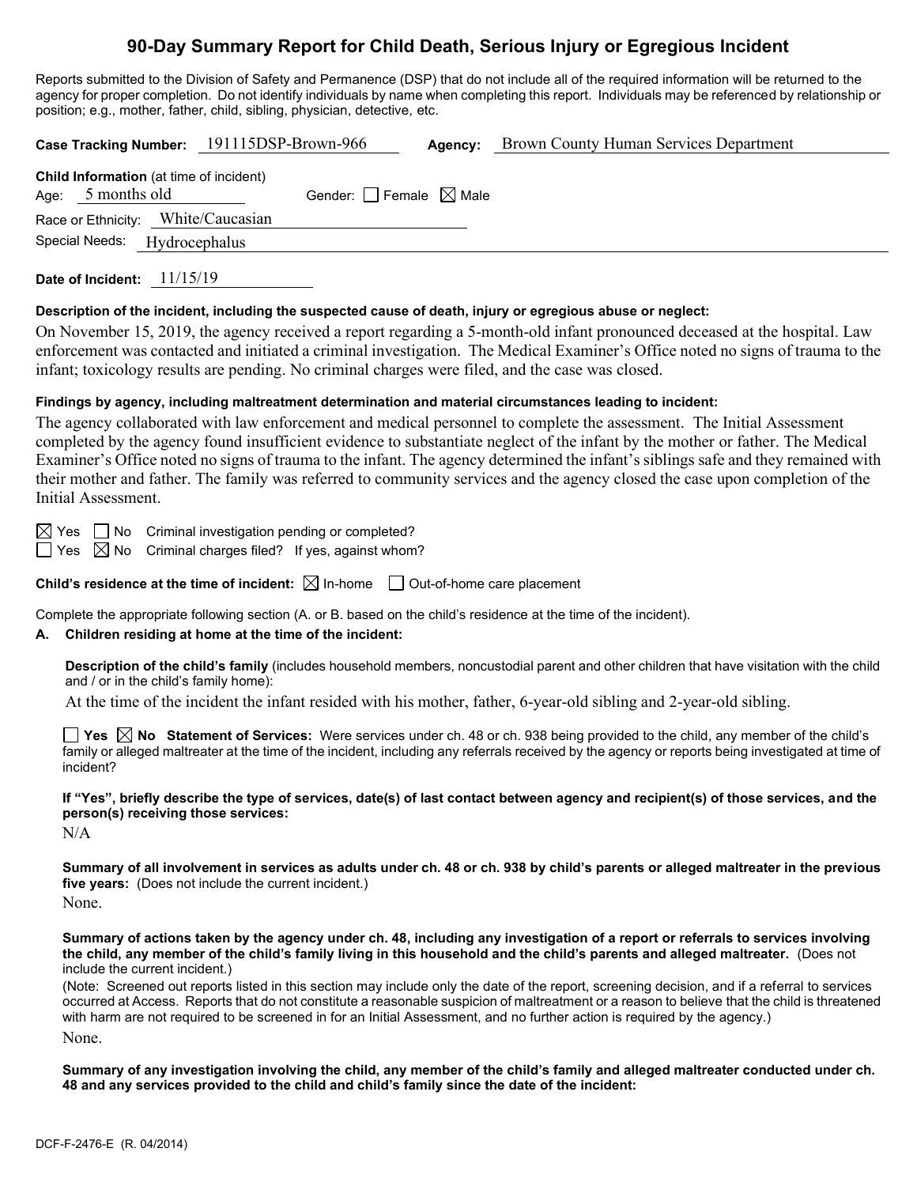# 90-Day Summary Report for Child Death, Serious Injury or Egregious Incident

Reports submitted to the Division of Safety and Permanence (DSP) that do not include all of the required information will be returned to the agency for proper completion. Do not identify individuals by name when completing this report. Individuals may be referenced by relationship or position; e.g., mother, father, child, sibling, physician, detective, etc.

**Case Tracking Number:** 191115DSP-Brown-966 **Agency:** Brown County Human Services Department

**Child Information** (at time of incident)
Age: 5 months old Gender: ☐ Female ☒ Male
Race or Ethnicity: White/Caucasian
Special Needs: Hydrocephalus

**Date of Incident:** 11/15/19

**Description of the incident, including the suspected cause of death, injury or egregious abuse or neglect:**

On November 15, 2019, the agency received a report regarding a 5-month-old infant pronounced deceased at the hospital. Law enforcement was contacted and initiated a criminal investigation. The Medical Examiner's Office noted no signs of trauma to the infant; toxicology results are pending. No criminal charges were filed, and the case was closed.

**Findings by agency, including maltreatment determination and material circumstances leading to incident:**

The agency collaborated with law enforcement and medical personnel to complete the assessment. The Initial Assessment completed by the agency found insufficient evidence to substantiate neglect of the infant by the mother or father. The Medical Examiner's Office noted no signs of trauma to the infant. The agency determined the infant's siblings safe and they remained with their mother and father. The family was referred to community services and the agency closed the case upon completion of the Initial Assessment.

☒ Yes ☐ No Criminal investigation pending or completed?
☐ Yes ☒ No Criminal charges filed? If yes, against whom?

**Child's residence at the time of incident:** ☒ In-home ☐ Out-of-home care placement

Complete the appropriate following section (A. or B. based on the child's residence at the time of the incident).

**A. Children residing at home at the time of the incident:**

**Description of the child's family** (includes household members, noncustodial parent and other children that have visitation with the child and / or in the child's family home):

At the time of the incident the infant resided with his mother, father, 6-year-old sibling and 2-year-old sibling.

☐ **Yes** ☒ **No Statement of Services:** Were services under ch. 48 or ch. 938 being provided to the child, any member of the child's family or alleged maltreater at the time of the incident, including any referrals received by the agency or reports being investigated at time of incident?

**If "Yes", briefly describe the type of services, date(s) of last contact between agency and recipient(s) of those services, and the person(s) receiving those services:**

N/A

**Summary of all involvement in services as adults under ch. 48 or ch. 938 by child's parents or alleged maltreater in the previous five years:** (Does not include the current incident.)

None.

**Summary of actions taken by the agency under ch. 48, including any investigation of a report or referrals to services involving the child, any member of the child's family living in this household and the child's parents and alleged maltreater.** (Does not include the current incident.)

(Note: Screened out reports listed in this section may include only the date of the report, screening decision, and if a referral to services occurred at Access. Reports that do not constitute a reasonable suspicion of maltreatment or a reason to believe that the child is threatened with harm are not required to be screened in for an Initial Assessment, and no further action is required by the agency.)

None.

**Summary of any investigation involving the child, any member of the child's family and alleged maltreater conducted under ch. 48 and any services provided to the child and child's family since the date of the incident:**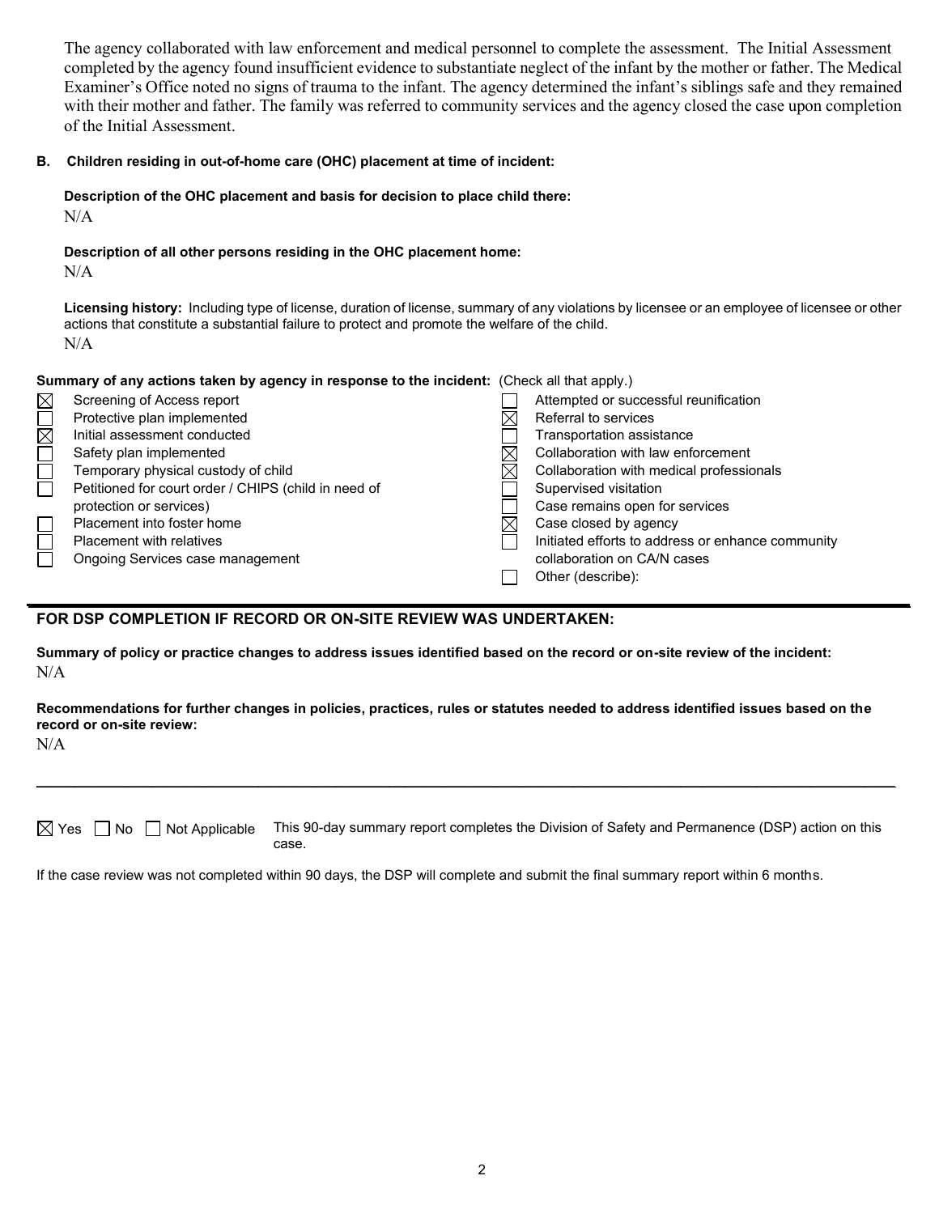The agency collaborated with law enforcement and medical personnel to complete the assessment. The Initial Assessment completed by the agency found insufficient evidence to substantiate neglect of the infant by the mother or father. The Medical Examiner's Office noted no signs of trauma to the infant. The agency determined the infant's siblings safe and they remained with their mother and father. The family was referred to community services and the agency closed the case upon completion of the Initial Assessment.

**B. Children residing in out-of-home care (OHC) placement at time of incident:**

**Description of the OHC placement and basis for decision to place child there:**
N/A

**Description of all other persons residing in the OHC placement home:**
N/A

**Licensing history:** Including type of license, duration of license, summary of any violations by licensee or an employee of licensee or other actions that constitute a substantial failure to protect and promote the welfare of the child.
N/A

**Summary of any actions taken by agency in response to the incident:** (Check all that apply.)

- ☒ Screening of Access report
- ☐ Protective plan implemented
- ☒ Initial assessment conducted
- ☐ Safety plan implemented
- ☐ Temporary physical custody of child
- ☐ Petitioned for court order / CHIPS (child in need of protection or services)
- ☐ Placement into foster home
- ☐ Placement with relatives
- ☐ Ongoing Services case management
- ☐ Attempted or successful reunification
- ☒ Referral to services
- ☐ Transportation assistance
- ☒ Collaboration with law enforcement
- ☒ Collaboration with medical professionals
- ☐ Supervised visitation
- ☐ Case remains open for services
- ☒ Case closed by agency
- ☐ Initiated efforts to address or enhance community collaboration on CA/N cases
- ☐ Other (describe):

## FOR DSP COMPLETION IF RECORD OR ON-SITE REVIEW WAS UNDERTAKEN:

**Summary of policy or practice changes to address issues identified based on the record or on-site review of the incident:**
N/A

**Recommendations for further changes in policies, practices, rules or statutes needed to address identified issues based on the record or on-site review:**
N/A

---

☒ Yes ☐ No ☐ Not Applicable This 90-day summary report completes the Division of Safety and Permanence (DSP) action on this case.

If the case review was not completed within 90 days, the DSP will complete and submit the final summary report within 6 months.